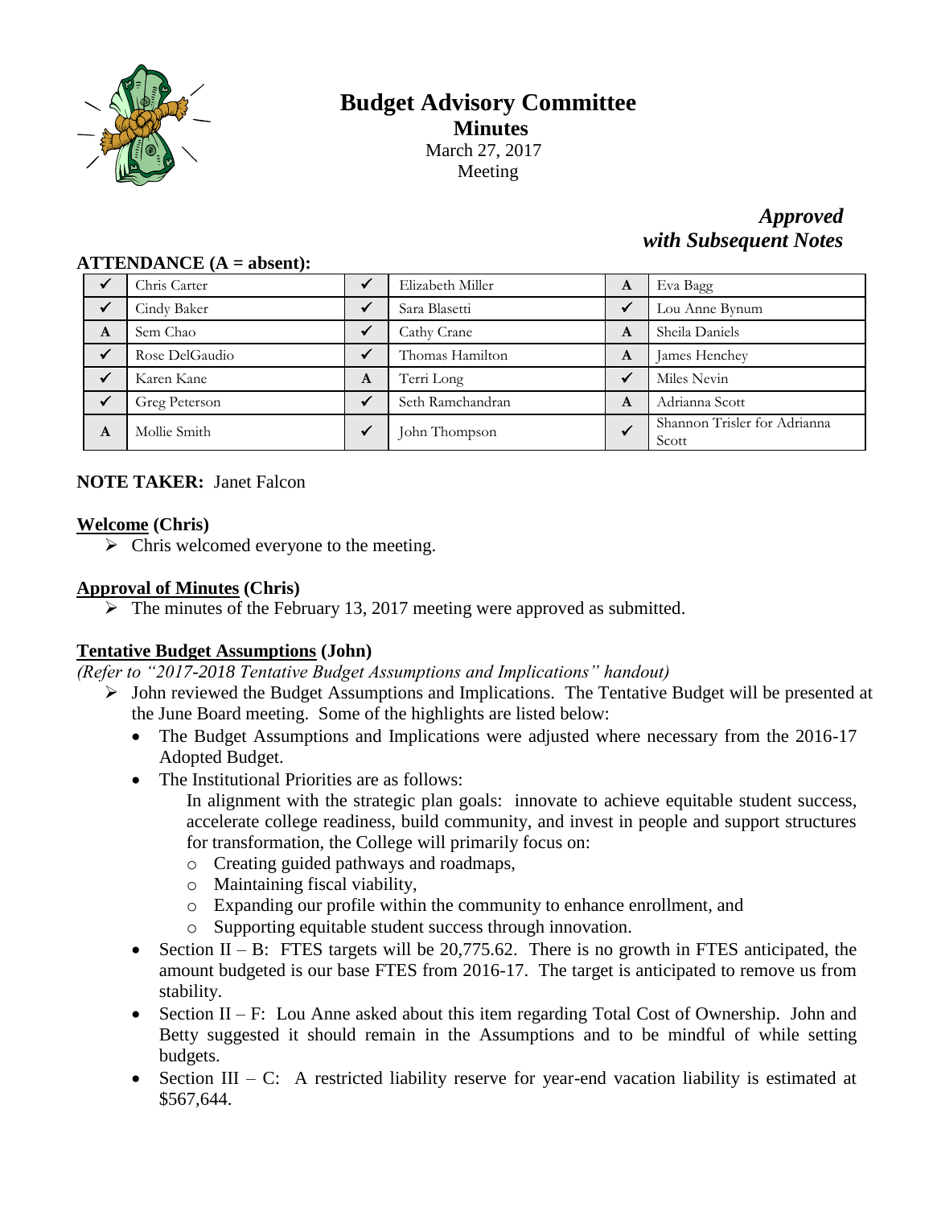# Budget Advisory Committee

## Minutes

March 27, 2017

Meeting

***Approved with Subsequent Notes***

**ATTENDANCE (A = absent):**

| | | | | | |
|---|---|---|---|---|---|
| ✓ | Chris Carter | ✓ | Elizabeth Miller | A | Eva Bagg |
| ✓ | Cindy Baker | ✓ | Sara Blasetti | ✓ | Lou Anne Bynum |
| A | Sem Chao | ✓ | Cathy Crane | A | Sheila Daniels |
| ✓ | Rose DelGaudio | ✓ | Thomas Hamilton | A | James Henchey |
| ✓ | Karen Kane | A | Terri Long | ✓ | Miles Nevin |
| ✓ | Greg Peterson | ✓ | Seth Ramchandran | A | Adrianna Scott |
| A | Mollie Smith | ✓ | John Thompson | ✓ | Shannon Trisler for Adrianna Scott |

**NOTE TAKER:** Janet Falcon

**Welcome (Chris)**

- Chris welcomed everyone to the meeting.

**Approval of Minutes (Chris)**

- The minutes of the February 13, 2017 meeting were approved as submitted.

**Tentative Budget Assumptions (John)**

*(Refer to "2017-2018 Tentative Budget Assumptions and Implications" handout)*

- John reviewed the Budget Assumptions and Implications. The Tentative Budget will be presented at the June Board meeting. Some of the highlights are listed below:
  - The Budget Assumptions and Implications were adjusted where necessary from the 2016-17 Adopted Budget.
  - The Institutional Priorities are as follows:

    In alignment with the strategic plan goals: innovate to achieve equitable student success, accelerate college readiness, build community, and invest in people and support structures for transformation, the College will primarily focus on:
    - Creating guided pathways and roadmaps,
    - Maintaining fiscal viability,
    - Expanding our profile within the community to enhance enrollment, and
    - Supporting equitable student success through innovation.
  - Section II – B: FTES targets will be 20,775.62. There is no growth in FTES anticipated, the amount budgeted is our base FTES from 2016-17. The target is anticipated to remove us from stability.
  - Section II – F: Lou Anne asked about this item regarding Total Cost of Ownership. John and Betty suggested it should remain in the Assumptions and to be mindful of while setting budgets.
  - Section III – C: A restricted liability reserve for year-end vacation liability is estimated at $567,644.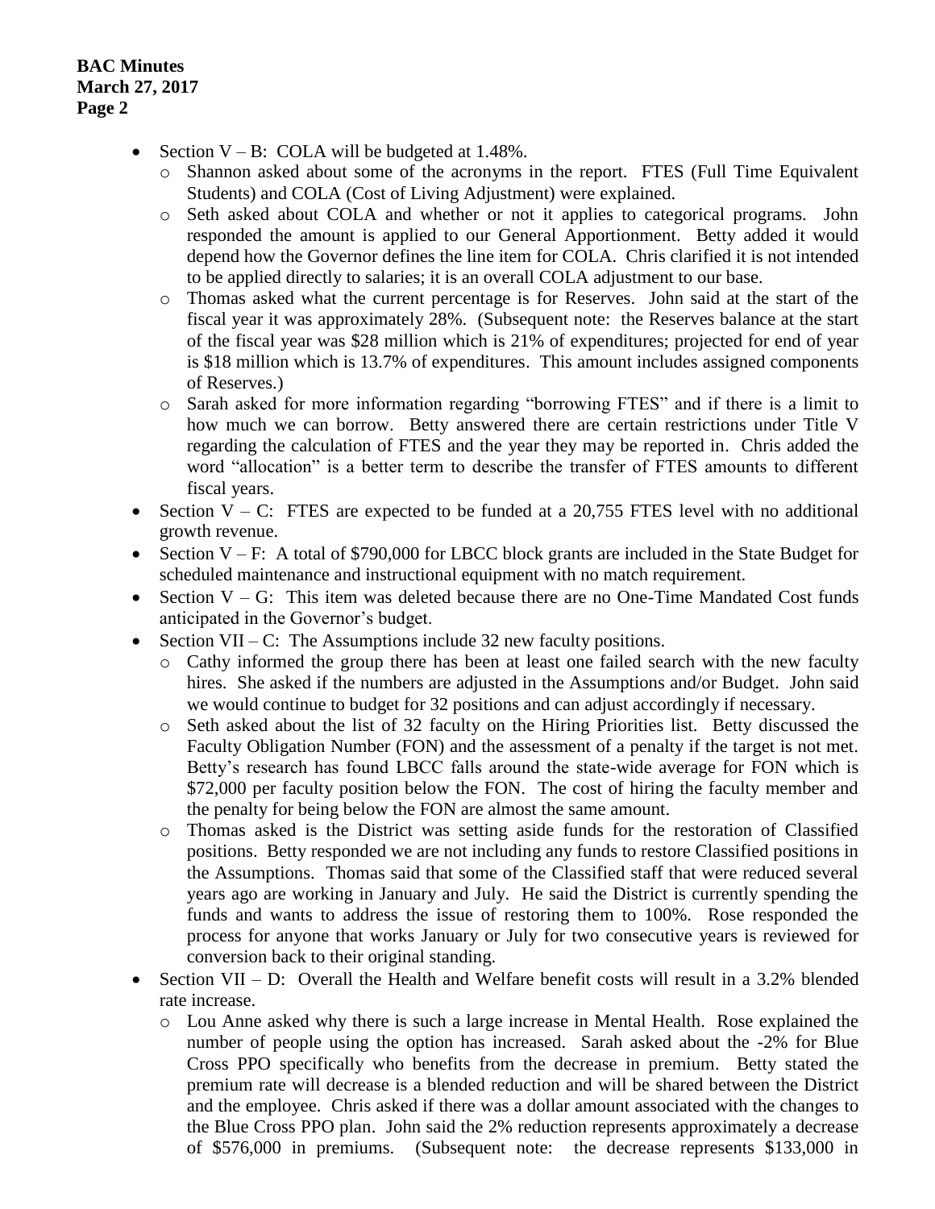- Section V – B: COLA will be budgeted at 1.48%.
  - Shannon asked about some of the acronyms in the report. FTES (Full Time Equivalent Students) and COLA (Cost of Living Adjustment) were explained.
  - Seth asked about COLA and whether or not it applies to categorical programs. John responded the amount is applied to our General Apportionment. Betty added it would depend how the Governor defines the line item for COLA. Chris clarified it is not intended to be applied directly to salaries; it is an overall COLA adjustment to our base.
  - Thomas asked what the current percentage is for Reserves. John said at the start of the fiscal year it was approximately 28%. (Subsequent note: the Reserves balance at the start of the fiscal year was $28 million which is 21% of expenditures; projected for end of year is $18 million which is 13.7% of expenditures. This amount includes assigned components of Reserves.)
  - Sarah asked for more information regarding "borrowing FTES" and if there is a limit to how much we can borrow. Betty answered there are certain restrictions under Title V regarding the calculation of FTES and the year they may be reported in. Chris added the word "allocation" is a better term to describe the transfer of FTES amounts to different fiscal years.
- Section V – C: FTES are expected to be funded at a 20,755 FTES level with no additional growth revenue.
- Section V – F: A total of $790,000 for LBCC block grants are included in the State Budget for scheduled maintenance and instructional equipment with no match requirement.
- Section V – G: This item was deleted because there are no One-Time Mandated Cost funds anticipated in the Governor's budget.
- Section VII – C: The Assumptions include 32 new faculty positions.
  - Cathy informed the group there has been at least one failed search with the new faculty hires. She asked if the numbers are adjusted in the Assumptions and/or Budget. John said we would continue to budget for 32 positions and can adjust accordingly if necessary.
  - Seth asked about the list of 32 faculty on the Hiring Priorities list. Betty discussed the Faculty Obligation Number (FON) and the assessment of a penalty if the target is not met. Betty's research has found LBCC falls around the state-wide average for FON which is $72,000 per faculty position below the FON. The cost of hiring the faculty member and the penalty for being below the FON are almost the same amount.
  - Thomas asked is the District was setting aside funds for the restoration of Classified positions. Betty responded we are not including any funds to restore Classified positions in the Assumptions. Thomas said that some of the Classified staff that were reduced several years ago are working in January and July. He said the District is currently spending the funds and wants to address the issue of restoring them to 100%. Rose responded the process for anyone that works January or July for two consecutive years is reviewed for conversion back to their original standing.
- Section VII – D: Overall the Health and Welfare benefit costs will result in a 3.2% blended rate increase.
  - Lou Anne asked why there is such a large increase in Mental Health. Rose explained the number of people using the option has increased. Sarah asked about the -2% for Blue Cross PPO specifically who benefits from the decrease in premium. Betty stated the premium rate will decrease is a blended reduction and will be shared between the District and the employee. Chris asked if there was a dollar amount associated with the changes to the Blue Cross PPO plan. John said the 2% reduction represents approximately a decrease of $576,000 in premiums. (Subsequent note: the decrease represents $133,000 in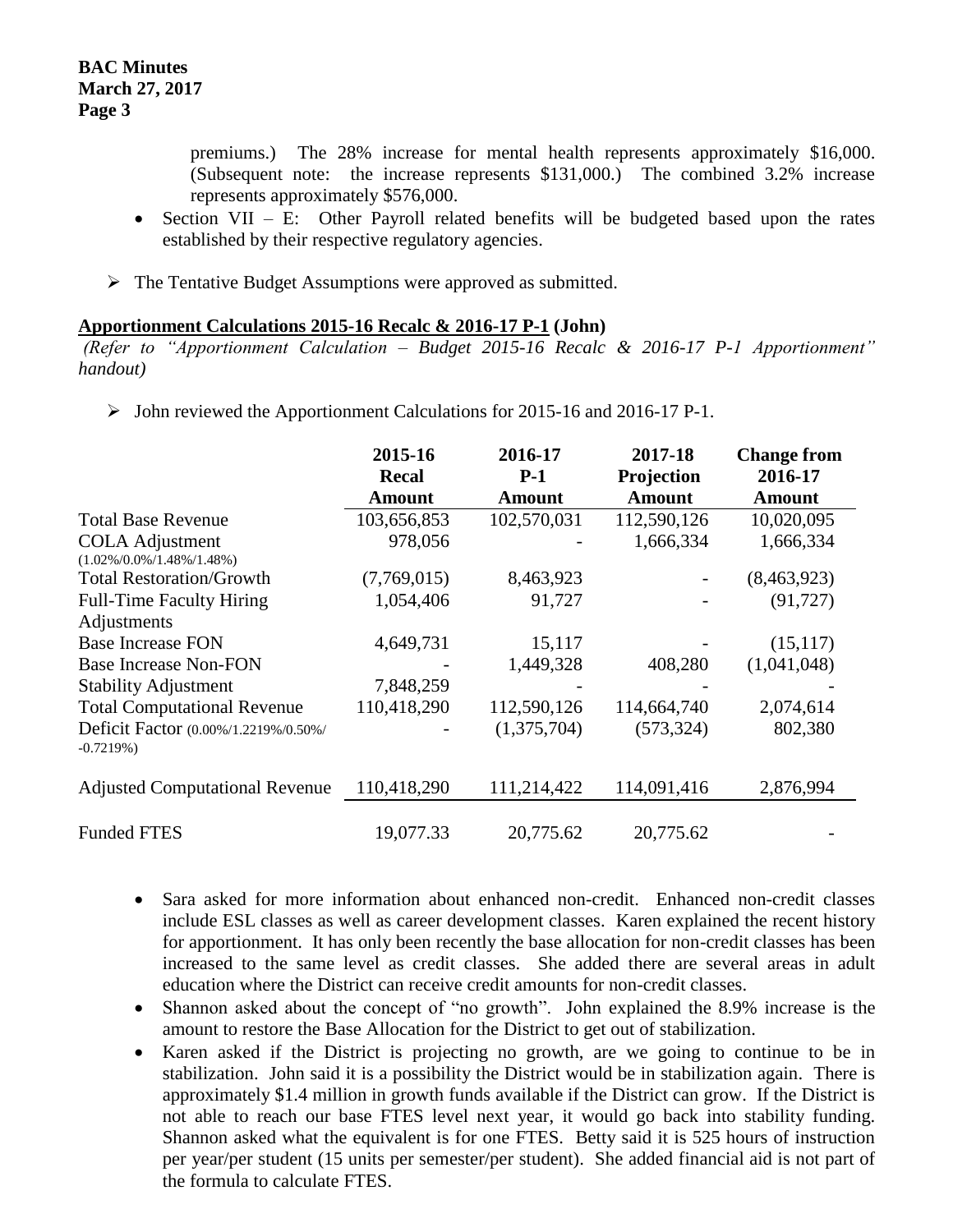premiums.) The 28% increase for mental health represents approximately $16,000. (Subsequent note: the increase represents $131,000.) The combined 3.2% increase represents approximately $576,000.

- Section VII – E: Other Payroll related benefits will be budgeted based upon the rates established by their respective regulatory agencies.

➢ The Tentative Budget Assumptions were approved as submitted.

**Apportionment Calculations 2015-16 Recalc & 2016-17 P-1 (John)**

*(Refer to "Apportionment Calculation – Budget 2015-16 Recalc & 2016-17 P-1 Apportionment" handout)*

➢ John reviewed the Apportionment Calculations for 2015-16 and 2016-17 P-1.

| | 2015-16 Recalc Amount | 2016-17 P-1 Amount | 2017-18 Projection Amount | Change from 2016-17 Amount |
|---|---|---|---|---|
| Total Base Revenue | 103,656,853 | 102,570,031 | 112,590,126 | 10,020,095 |
| COLA Adjustment (1.02%/0.0%/1.48%/1.48%) | 978,056 | - | 1,666,334 | 1,666,334 |
| Total Restoration/Growth | (7,769,015) | 8,463,923 | - | (8,463,923) |
| Full-Time Faculty Hiring Adjustments | 1,054,406 | 91,727 | - | (91,727) |
| Base Increase FON | 4,649,731 | 15,117 | - | (15,117) |
| Base Increase Non-FON | - | 1,449,328 | 408,280 | (1,041,048) |
| Stability Adjustment | 7,848,259 | - | - | - |
| Total Computational Revenue | 110,418,290 | 112,590,126 | 114,664,740 | 2,074,614 |
| Deficit Factor (0.00%/1.2219%/0.50%/ -0.7219%) | - | (1,375,704) | (573,324) | 802,380 |
| Adjusted Computational Revenue | 110,418,290 | 111,214,422 | 114,091,416 | 2,876,994 |
| Funded FTES | 19,077.33 | 20,775.62 | 20,775.62 | - |

- Sara asked for more information about enhanced non-credit. Enhanced non-credit classes include ESL classes as well as career development classes. Karen explained the recent history for apportionment. It has only been recently the base allocation for non-credit classes has been increased to the same level as credit classes. She added there are several areas in adult education where the District can receive credit amounts for non-credit classes.
- Shannon asked about the concept of "no growth". John explained the 8.9% increase is the amount to restore the Base Allocation for the District to get out of stabilization.
- Karen asked if the District is projecting no growth, are we going to continue to be in stabilization. John said it is a possibility the District would be in stabilization again. There is approximately $1.4 million in growth funds available if the District can grow. If the District is not able to reach our base FTES level next year, it would go back into stability funding. Shannon asked what the equivalent is for one FTES. Betty said it is 525 hours of instruction per year/per student (15 units per semester/per student). She added financial aid is not part of the formula to calculate FTES.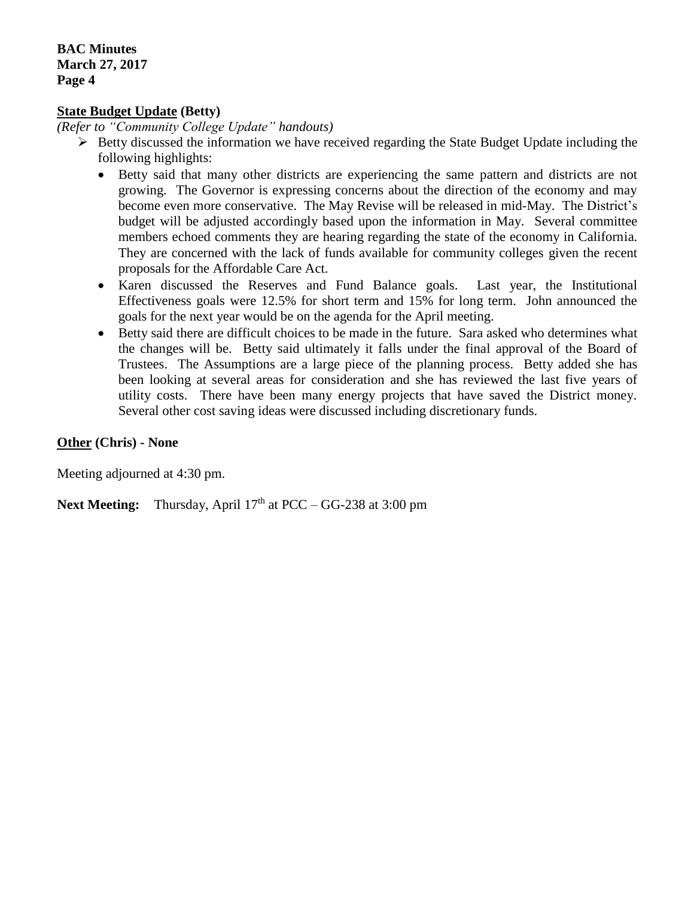**State Budget Update (Betty)**

*(Refer to "Community College Update" handouts)*

- Betty discussed the information we have received regarding the State Budget Update including the following highlights:
  - Betty said that many other districts are experiencing the same pattern and districts are not growing. The Governor is expressing concerns about the direction of the economy and may become even more conservative. The May Revise will be released in mid-May. The District's budget will be adjusted accordingly based upon the information in May. Several committee members echoed comments they are hearing regarding the state of the economy in California. They are concerned with the lack of funds available for community colleges given the recent proposals for the Affordable Care Act.
  - Karen discussed the Reserves and Fund Balance goals. Last year, the Institutional Effectiveness goals were 12.5% for short term and 15% for long term. John announced the goals for the next year would be on the agenda for the April meeting.
  - Betty said there are difficult choices to be made in the future. Sara asked who determines what the changes will be. Betty said ultimately it falls under the final approval of the Board of Trustees. The Assumptions are a large piece of the planning process. Betty added she has been looking at several areas for consideration and she has reviewed the last five years of utility costs. There have been many energy projects that have saved the District money. Several other cost saving ideas were discussed including discretionary funds.

**Other (Chris) - None**

Meeting adjourned at 4:30 pm.

**Next Meeting:** Thursday, April 17th at PCC – GG-238 at 3:00 pm